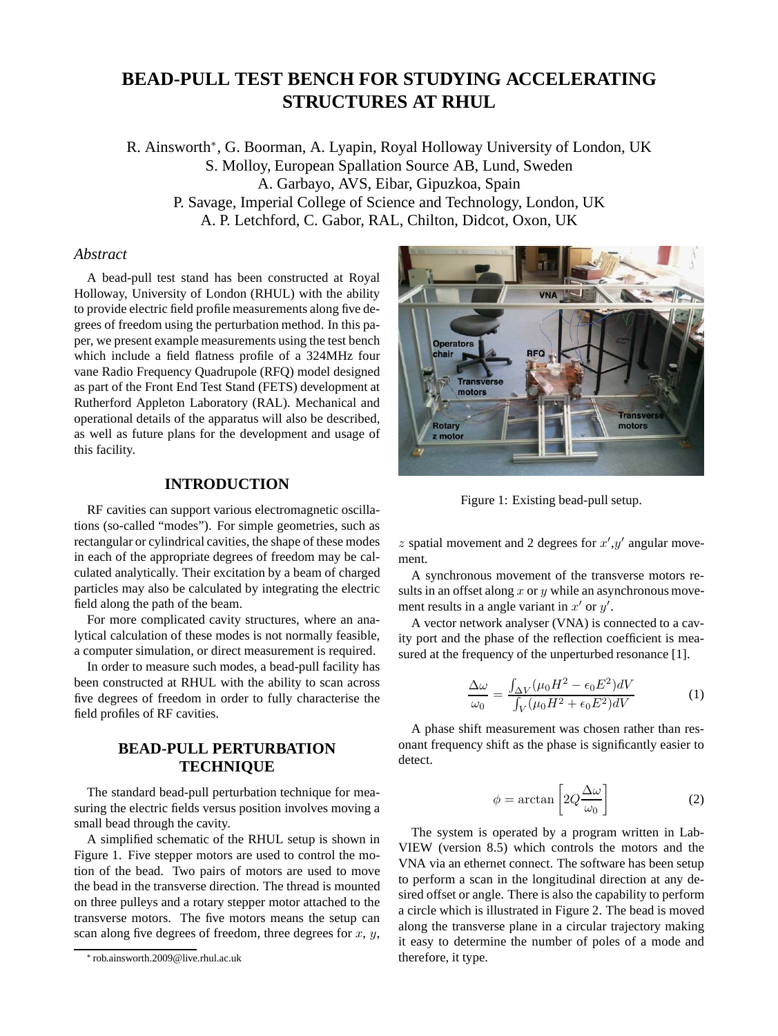# BEAD-PULL TEST BENCH FOR STUDYING ACCELERATING STRUCTURES AT RHUL

R. Ainsworth*, G. Boorman, A. Lyapin, Royal Holloway University of London, UK
S. Molloy, European Spallation Source AB, Lund, Sweden
A. Garbayo, AVS, Eibar, Gipuzkoa, Spain
P. Savage, Imperial College of Science and Technology, London, UK
A. P. Letchford, C. Gabor, RAL, Chilton, Didcot, Oxon, UK

### *Abstract*

A bead-pull test stand has been constructed at Royal Holloway, University of London (RHUL) with the ability to provide electric field profile measurements along five degrees of freedom using the perturbation method. In this paper, we present example measurements using the test bench which include a field flatness profile of a 324MHz four vane Radio Frequency Quadrupole (RFQ) model designed as part of the Front End Test Stand (FETS) development at Rutherford Appleton Laboratory (RAL). Mechanical and operational details of the apparatus will also be described, as well as future plans for the development and usage of this facility.

## INTRODUCTION

RF cavities can support various electromagnetic oscillations (so-called "modes"). For simple geometries, such as rectangular or cylindrical cavities, the shape of these modes in each of the appropriate degrees of freedom may be calculated analytically. Their excitation by a beam of charged particles may also be calculated by integrating the electric field along the path of the beam.

For more complicated cavity structures, where an analytical calculation of these modes is not normally feasible, a computer simulation, or direct measurement is required.

In order to measure such modes, a bead-pull facility has been constructed at RHUL with the ability to scan across five degrees of freedom in order to fully characterise the field profiles of RF cavities.

## BEAD-PULL PERTURBATION TECHNIQUE

The standard bead-pull perturbation technique for measuring the electric fields versus position involves moving a small bead through the cavity.

A simplified schematic of the RHUL setup is shown in Figure 1. Five stepper motors are used to control the motion of the bead. Two pairs of motors are used to move the bead in the transverse direction. The thread is mounted on three pulleys and a rotary stepper motor attached to the transverse motors. The five motors means the setup can scan along five degrees of freedom, three degrees for $x$, $y$, $z$ spatial movement and 2 degrees for $x'$,$y'$ angular movement.

Figure 1: Existing bead-pull setup.

A synchronous movement of the transverse motors results in an offset along $x$ or $y$ while an asynchronous movement results in a angle variant in $x'$ or $y'$.

A vector network analyser (VNA) is connected to a cavity port and the phase of the reflection coefficient is measured at the frequency of the unperturbed resonance [1].

$$\frac{\Delta\omega}{\omega_0} = \frac{\int_{\Delta V}(\mu_0 H^2 - \epsilon_0 E^2)dV}{\int_V(\mu_0 H^2 + \epsilon_0 E^2)dV} \tag{1}$$

A phase shift measurement was chosen rather than resonant frequency shift as the phase is significantly easier to detect.

$$\phi = \arctan\left[2Q\frac{\Delta\omega}{\omega_0}\right] \tag{2}$$

The system is operated by a program written in LabVIEW (version 8.5) which controls the motors and the VNA via an ethernet connect. The software has been setup to perform a scan in the longitudinal direction at any desired offset or angle. There is also the capability to perform a circle which is illustrated in Figure 2. The bead is moved along the transverse plane in a circular trajectory making it easy to determine the number of poles of a mode and therefore, it type.

* rob.ainsworth.2009@live.rhul.ac.uk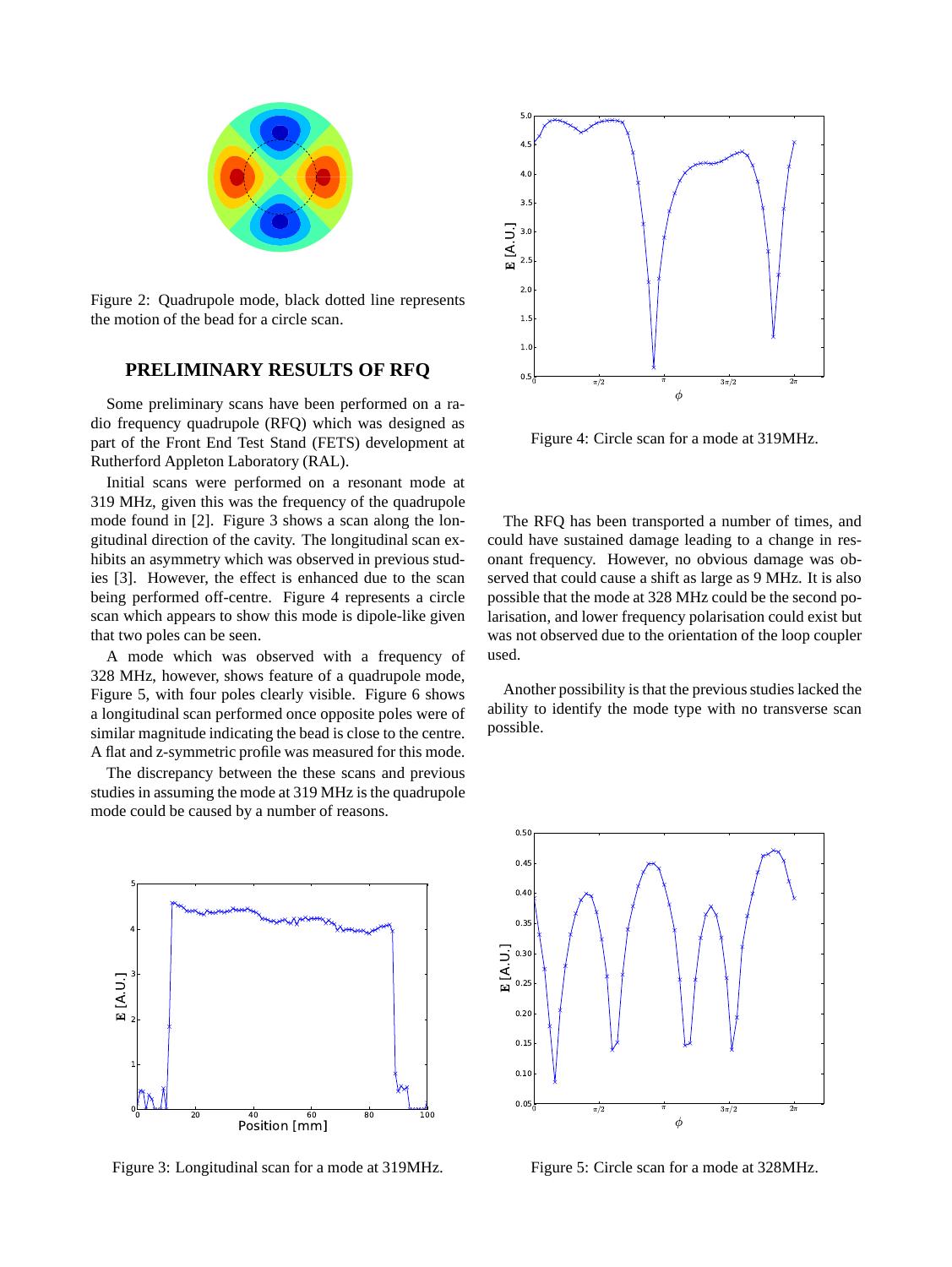Figure 2: Quadrupole mode, black dotted line represents the motion of the bead for a circle scan.

## PRELIMINARY RESULTS OF RFQ

Some preliminary scans have been performed on a radio frequency quadrupole (RFQ) which was designed as part of the Front End Test Stand (FETS) development at Rutherford Appleton Laboratory (RAL).

Initial scans were performed on a resonant mode at 319 MHz, given this was the frequency of the quadrupole mode found in [2]. Figure 3 shows a scan along the longitudinal direction of the cavity. The longitudinal scan exhibits an asymmetry which was observed in previous studies [3]. However, the effect is enhanced due to the scan being performed off-centre. Figure 4 represents a circle scan which appears to show this mode is dipole-like given that two poles can be seen.

A mode which was observed with a frequency of 328 MHz, however, shows feature of a quadrupole mode, Figure 5, with four poles clearly visible. Figure 6 shows a longitudinal scan performed once opposite poles were of similar magnitude indicating the bead is close to the centre. A flat and z-symmetric profile was measured for this mode.

The discrepancy between the these scans and previous studies in assuming the mode at 319 MHz is the quadrupole mode could be caused by a number of reasons.

Figure 3: Longitudinal scan for a mode at 319MHz.

Figure 4: Circle scan for a mode at 319MHz.

The RFQ has been transported a number of times, and could have sustained damage leading to a change in resonant frequency. However, no obvious damage was observed that could cause a shift as large as 9 MHz. It is also possible that the mode at 328 MHz could be the second polarisation, and lower frequency polarisation could exist but was not observed due to the orientation of the loop coupler used.

Another possibility is that the previous studies lacked the ability to identify the mode type with no transverse scan possible.

Figure 5: Circle scan for a mode at 328MHz.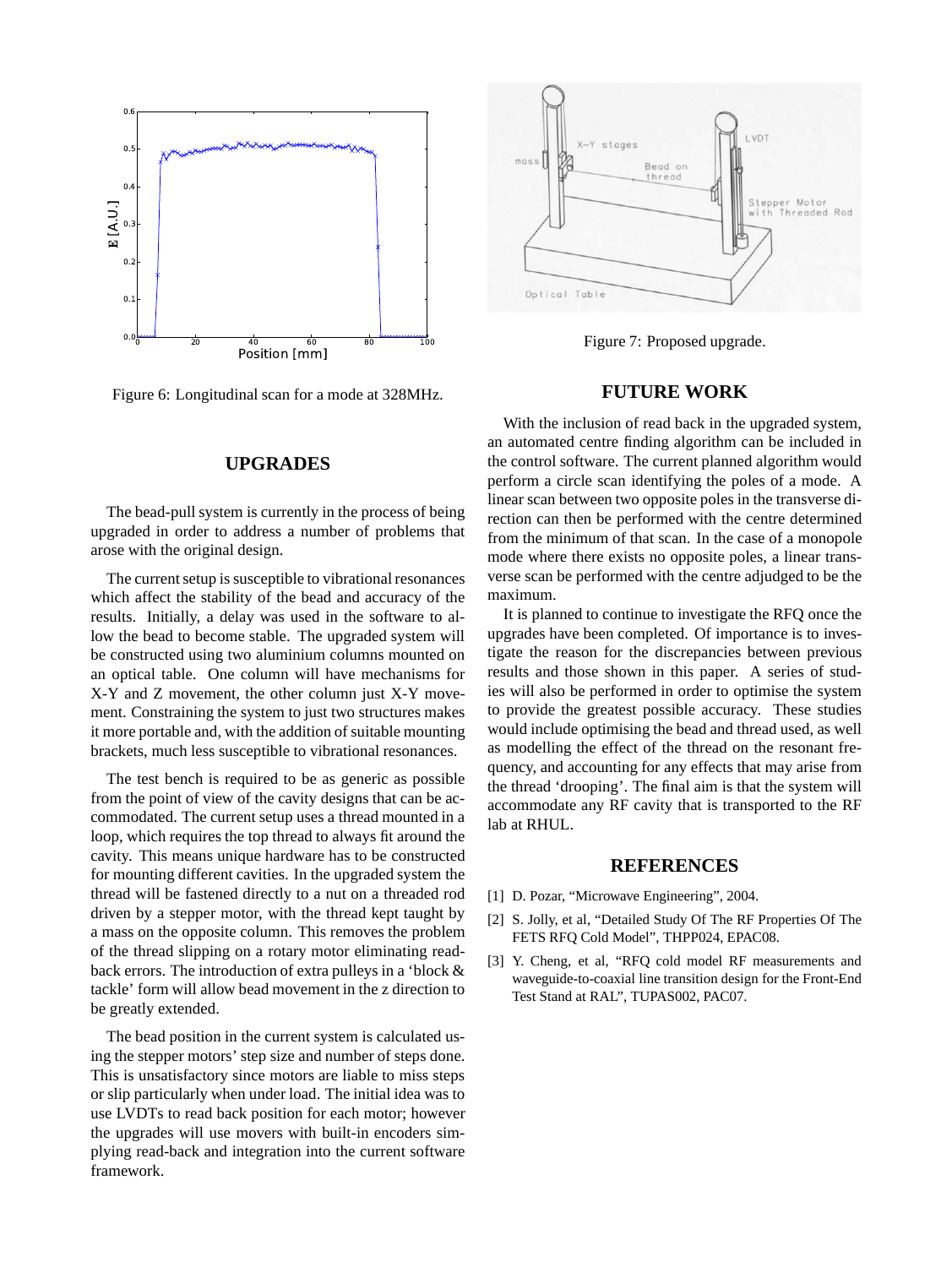E [A.U.]

0.6
0.5
0.4
0.3
0.2
0.1
0.0

0
20
40
60
80
100

Position [mm]

Figure 6: Longitudinal scan for a mode at 328MHz.

## UPGRADES

The bead-pull system is currently in the process of being upgraded in order to address a number of problems that arose with the original design.

The current setup is susceptible to vibrational resonances which affect the stability of the bead and accuracy of the results. Initially, a delay was used in the software to allow the bead to become stable. The upgraded system will be constructed using two aluminium columns mounted on an optical table. One column will have mechanisms for X-Y and Z movement, the other column just X-Y movement. Constraining the system to just two structures makes it more portable and, with the addition of suitable mounting brackets, much less susceptible to vibrational resonances.

The test bench is required to be as generic as possible from the point of view of the cavity designs that can be accommodated. The current setup uses a thread mounted in a loop, which requires the top thread to always fit around the cavity. This means unique hardware has to be constructed for mounting different cavities. In the upgraded system the thread will be fastened directly to a nut on a threaded rod driven by a stepper motor, with the thread kept taught by a mass on the opposite column. This removes the problem of the thread slipping on a rotary motor eliminating readback errors. The introduction of extra pulleys in a 'block & tackle' form will allow bead movement in the z direction to be greatly extended.

The bead position in the current system is calculated using the stepper motors' step size and number of steps done. This is unsatisfactory since motors are liable to miss steps or slip particularly when under load. The initial idea was to use LVDTs to read back position for each motor; however the upgrades will use movers with built-in encoders simplying read-back and integration into the current software framework.

X-Y stages

mass

Bead on thread

LVDT

Stepper Motor with Threaded Rod

Optical Table

Figure 7: Proposed upgrade.

## FUTURE WORK

With the inclusion of read back in the upgraded system, an automated centre finding algorithm can be included in the control software. The current planned algorithm would perform a circle scan identifying the poles of a mode. A linear scan between two opposite poles in the transverse direction can then be performed with the centre determined from the minimum of that scan. In the case of a monopole mode where there exists no opposite poles, a linear transverse scan be performed with the centre adjudged to be the maximum.

It is planned to continue to investigate the RFQ once the upgrades have been completed. Of importance is to investigate the reason for the discrepancies between previous results and those shown in this paper. A series of studies will also be performed in order to optimise the system to provide the greatest possible accuracy. These studies would include optimising the bead and thread used, as well as modelling the effect of the thread on the resonant frequency, and accounting for any effects that may arise from the thread 'drooping'. The final aim is that the system will accommodate any RF cavity that is transported to the RF lab at RHUL.

## REFERENCES

[1] D. Pozar, "Microwave Engineering", 2004.

[2] S. Jolly, et al, "Detailed Study Of The RF Properties Of The FETS RFQ Cold Model", THPP024, EPAC08.

[3] Y. Cheng, et al, "RFQ cold model RF measurements and waveguide-to-coaxial line transition design for the Front-End Test Stand at RAL", TUPAS002, PAC07.